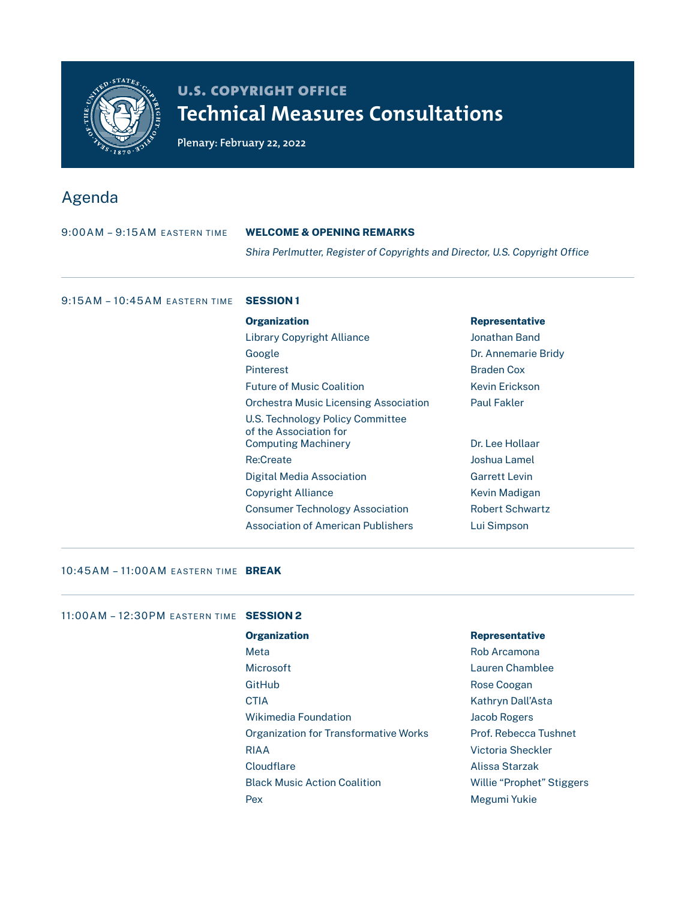U.S. COPYRIGHT OFFICE

# Technical Measures Consultations

Plenary: February 22, 2022

## Agenda

**9:00AM – 9:15AM EASTERN TIME** — **WELCOME & OPENING REMARKS**

*Shira Perlmutter, Register of Copyrights and Director, U.S. Copyright Office*

---

**9:15AM – 10:45AM EASTERN TIME** — **SESSION 1**

| Organization | Representative |
|---|---|
| Library Copyright Alliance | Jonathan Band |
| Google | Dr. Annemarie Bridy |
| Pinterest | Braden Cox |
| Future of Music Coalition | Kevin Erickson |
| Orchestra Music Licensing Association | Paul Fakler |
| U.S. Technology Policy Committee of the Association for Computing Machinery | Dr. Lee Hollaar |
| Re:Create | Joshua Lamel |
| Digital Media Association | Garrett Levin |
| Copyright Alliance | Kevin Madigan |
| Consumer Technology Association | Robert Schwartz |
| Association of American Publishers | Lui Simpson |

---

**10:45AM – 11:00AM EASTERN TIME** — **BREAK**

---

**11:00AM – 12:30PM EASTERN TIME** — **SESSION 2**

| Organization | Representative |
|---|---|
| Meta | Rob Arcamona |
| Microsoft | Lauren Chamblee |
| GitHub | Rose Coogan |
| CTIA | Kathryn Dall'Asta |
| Wikimedia Foundation | Jacob Rogers |
| Organization for Transformative Works | Prof. Rebecca Tushnet |
| RIAA | Victoria Sheckler |
| Cloudflare | Alissa Starzak |
| Black Music Action Coalition | Willie "Prophet" Stiggers |
| Pex | Megumi Yukie |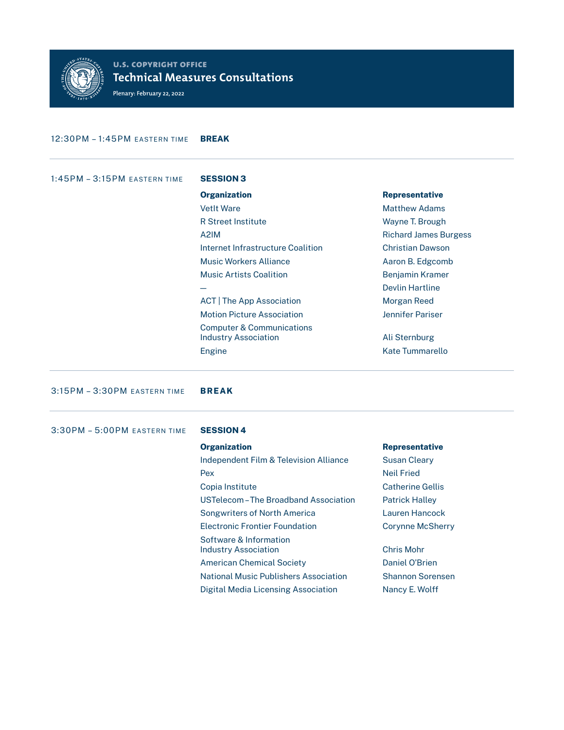U.S. COPYRIGHT OFFICE

# Technical Measures Consultations

Plenary: February 22, 2022

12:30PM – 1:45PM EASTERN TIME **BREAK**

---

1:45PM – 3:15PM EASTERN TIME **SESSION 3**

| Organization | Representative |
|---|---|
| VetIt Ware | Matthew Adams |
| R Street Institute | Wayne T. Brough |
| A2IM | Richard James Burgess |
| Internet Infrastructure Coalition | Christian Dawson |
| Music Workers Alliance | Aaron B. Edgcomb |
| Music Artists Coalition | Benjamin Kramer |
| — | Devlin Hartline |
| ACT \| The App Association | Morgan Reed |
| Motion Picture Association | Jennifer Pariser |
| Computer & Communications Industry Association | Ali Sternburg |
| Engine | Kate Tummarello |

---

3:15PM – 3:30PM EASTERN TIME **BREAK**

---

3:30PM – 5:00PM EASTERN TIME **SESSION 4**

| Organization | Representative |
|---|---|
| Independent Film & Television Alliance | Susan Cleary |
| Pex | Neil Fried |
| Copia Institute | Catherine Gellis |
| USTelecom – The Broadband Association | Patrick Halley |
| Songwriters of North America | Lauren Hancock |
| Electronic Frontier Foundation | Corynne McSherry |
| Software & Information Industry Association | Chris Mohr |
| American Chemical Society | Daniel O'Brien |
| National Music Publishers Association | Shannon Sorensen |
| Digital Media Licensing Association | Nancy E. Wolff |